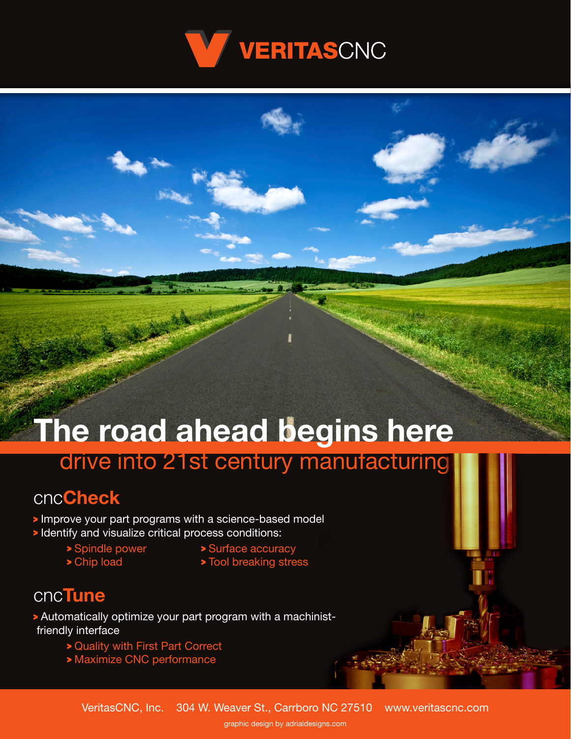# VERITASCNC

# The road ahead begins here

## drive into 21st century manufacturing

## cnc**Check**

- Improve your part programs with a science-based model
- Identify and visualize critical process conditions:
  - Spindle power
  - Chip load
  - Surface accuracy
  - Tool breaking stress

## cnc**Tune**

- Automatically optimize your part program with a machinist-friendly interface
  - Quality with First Part Correct
  - Maximize CNC performance

VeritasCNC, Inc. 304 W. Weaver St., Carrboro NC 27510 www.veritascnc.com

graphic design by adrialdesigns.com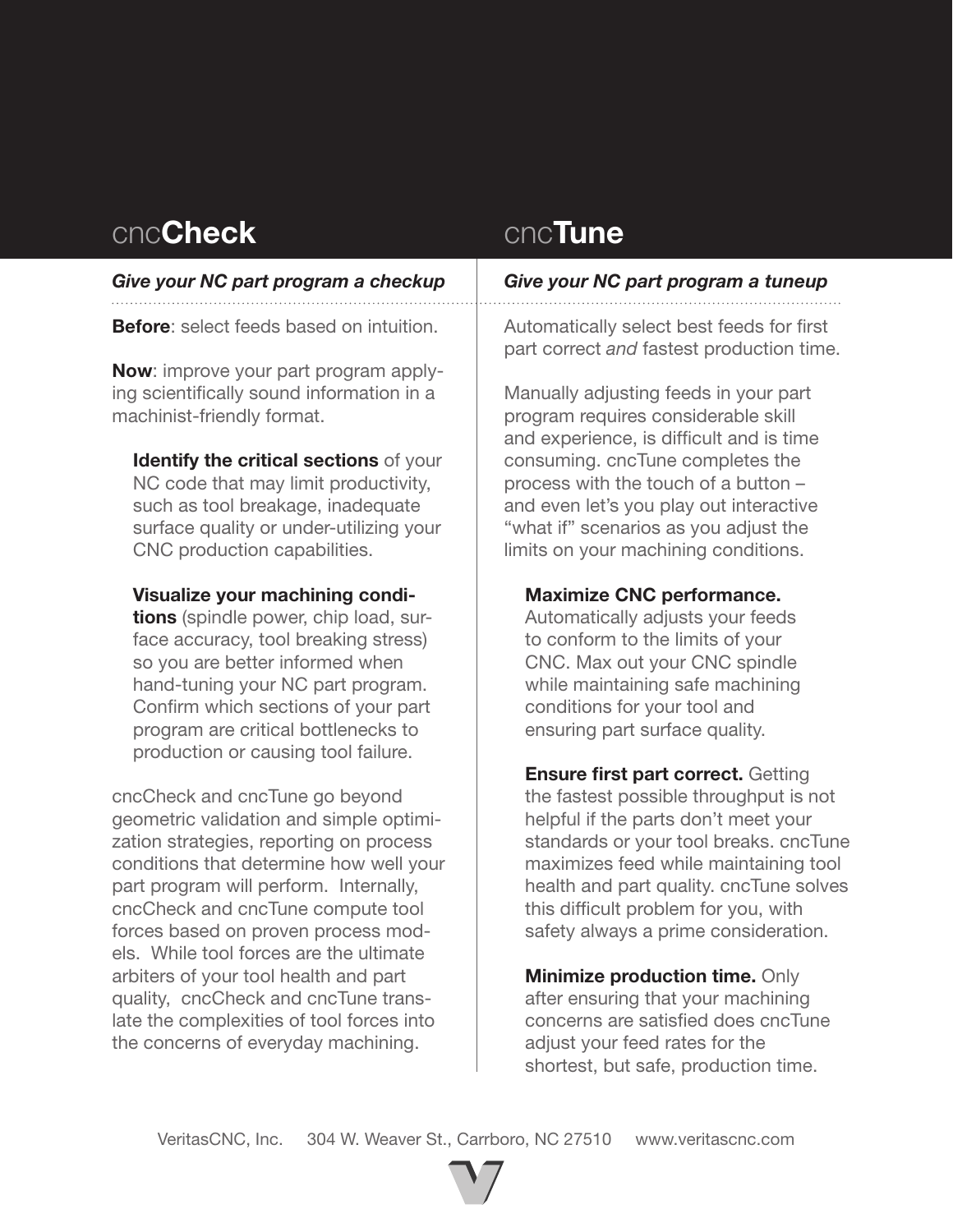## cnc**Check**

***Give your NC part program a checkup***

**Before**: select feeds based on intuition.

**Now**: improve your part program applying scientifically sound information in a machinist-friendly format.

**Identify the critical sections** of your NC code that may limit productivity, such as tool breakage, inadequate surface quality or under-utilizing your CNC production capabilities.

**Visualize your machining conditions** (spindle power, chip load, surface accuracy, tool breaking stress) so you are better informed when hand-tuning your NC part program. Confirm which sections of your part program are critical bottlenecks to production or causing tool failure.

cncCheck and cncTune go beyond geometric validation and simple optimization strategies, reporting on process conditions that determine how well your part program will perform. Internally, cncCheck and cncTune compute tool forces based on proven process models. While tool forces are the ultimate arbiters of your tool health and part quality, cncCheck and cncTune translate the complexities of tool forces into the concerns of everyday machining.

## cnc**Tune**

***Give your NC part program a tuneup***

Automatically select best feeds for first part correct *and* fastest production time.

Manually adjusting feeds in your part program requires considerable skill and experience, is difficult and is time consuming. cncTune completes the process with the touch of a button – and even let's you play out interactive "what if" scenarios as you adjust the limits on your machining conditions.

**Maximize CNC performance.** Automatically adjusts your feeds to conform to the limits of your CNC. Max out your CNC spindle while maintaining safe machining conditions for your tool and ensuring part surface quality.

**Ensure first part correct.** Getting the fastest possible throughput is not helpful if the parts don't meet your standards or your tool breaks. cncTune maximizes feed while maintaining tool health and part quality. cncTune solves this difficult problem for you, with safety always a prime consideration.

**Minimize production time.** Only after ensuring that your machining concerns are satisfied does cncTune adjust your feed rates for the shortest, but safe, production time.

VeritasCNC, Inc. 304 W. Weaver St., Carrboro, NC 27510 www.veritascnc.com